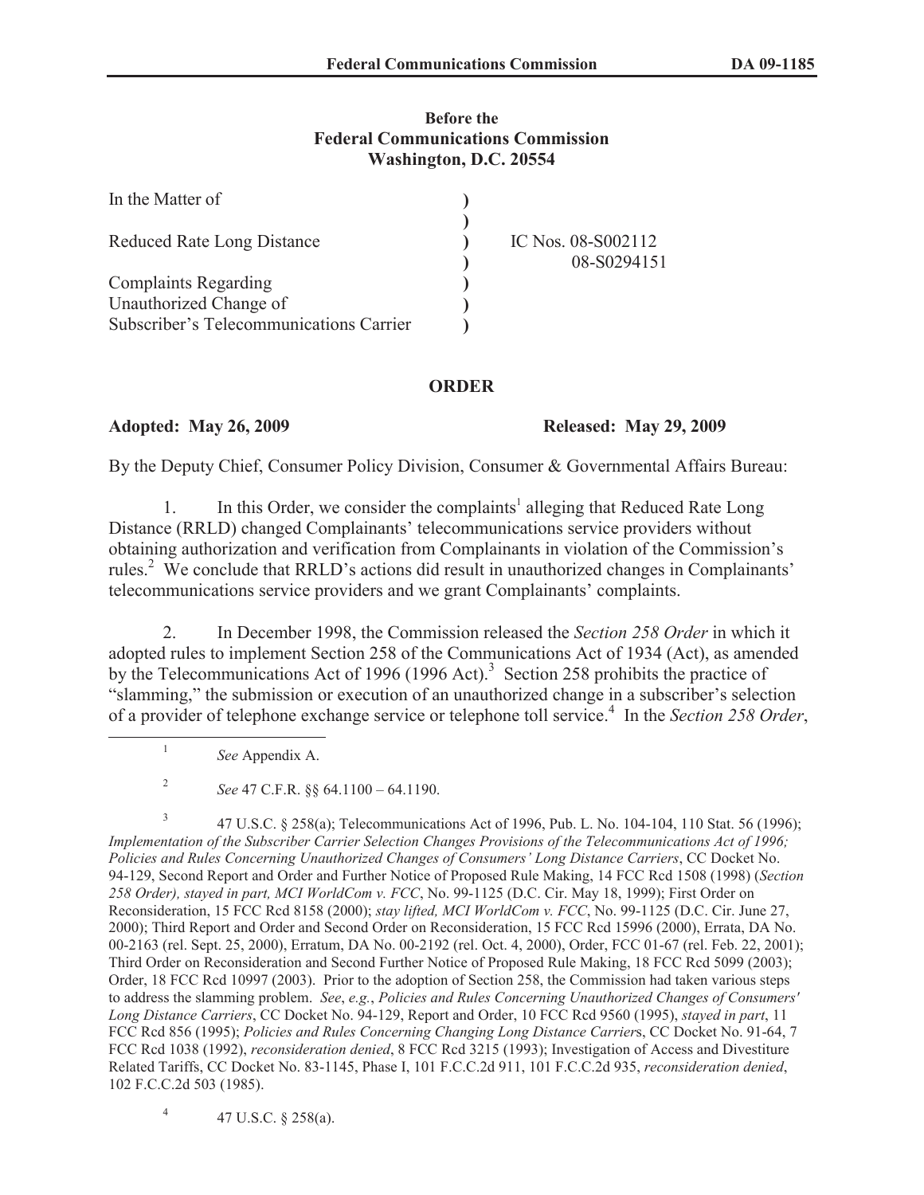**Before the**
**Federal Communications Commission**
**Washington, D.C. 20554**

| | | |
|---|---|---|
| In the Matter of | ) | |
| | ) | |
| Reduced Rate Long Distance | ) | IC Nos. 08-S002112 |
| | ) | 08-S0294151 |
| Complaints Regarding | ) | |
| Unauthorized Change of | ) | |
| Subscriber's Telecommunications Carrier | ) | |

## ORDER

**Adopted: May 26, 2009** **Released: May 29, 2009**

By the Deputy Chief, Consumer Policy Division, Consumer & Governmental Affairs Bureau:

1. In this Order, we consider the complaints[1] alleging that Reduced Rate Long Distance (RRLD) changed Complainants' telecommunications service providers without obtaining authorization and verification from Complainants in violation of the Commission's rules.[2] We conclude that RRLD's actions did result in unauthorized changes in Complainants' telecommunications service providers and we grant Complainants' complaints.

2. In December 1998, the Commission released the *Section 258 Order* in which it adopted rules to implement Section 258 of the Communications Act of 1934 (Act), as amended by the Telecommunications Act of 1996 (1996 Act).[3] Section 258 prohibits the practice of "slamming," the submission or execution of an unauthorized change in a subscriber's selection of a provider of telephone exchange service or telephone toll service.[4] In the *Section 258 Order*,

---

[1] *See* Appendix A.

[2] *See* 47 C.F.R. §§ 64.1100 – 64.1190.

[3] 47 U.S.C. § 258(a); Telecommunications Act of 1996, Pub. L. No. 104-104, 110 Stat. 56 (1996); *Implementation of the Subscriber Carrier Selection Changes Provisions of the Telecommunications Act of 1996; Policies and Rules Concerning Unauthorized Changes of Consumers' Long Distance Carriers*, CC Docket No. 94-129, Second Report and Order and Further Notice of Proposed Rule Making, 14 FCC Rcd 1508 (1998) (*Section 258 Order), stayed in part, MCI WorldCom v. FCC*, No. 99-1125 (D.C. Cir. May 18, 1999); First Order on Reconsideration, 15 FCC Rcd 8158 (2000); *stay lifted, MCI WorldCom v. FCC*, No. 99-1125 (D.C. Cir. June 27, 2000); Third Report and Order and Second Order on Reconsideration, 15 FCC Rcd 15996 (2000), Errata, DA No. 00-2163 (rel. Sept. 25, 2000), Erratum, DA No. 00-2192 (rel. Oct. 4, 2000), Order, FCC 01-67 (rel. Feb. 22, 2001); Third Order on Reconsideration and Second Further Notice of Proposed Rule Making, 18 FCC Rcd 5099 (2003); Order, 18 FCC Rcd 10997 (2003). Prior to the adoption of Section 258, the Commission had taken various steps to address the slamming problem. *See*, *e.g.*, *Policies and Rules Concerning Unauthorized Changes of Consumers' Long Distance Carriers*, CC Docket No. 94-129, Report and Order, 10 FCC Rcd 9560 (1995), *stayed in part*, 11 FCC Rcd 856 (1995); *Policies and Rules Concerning Changing Long Distance Carrier*s, CC Docket No. 91-64, 7 FCC Rcd 1038 (1992), *reconsideration denied*, 8 FCC Rcd 3215 (1993); Investigation of Access and Divestiture Related Tariffs, CC Docket No. 83-1145, Phase I, 101 F.C.C.2d 911, 101 F.C.C.2d 935, *reconsideration denied*, 102 F.C.C.2d 503 (1985).

[4] 47 U.S.C. § 258(a).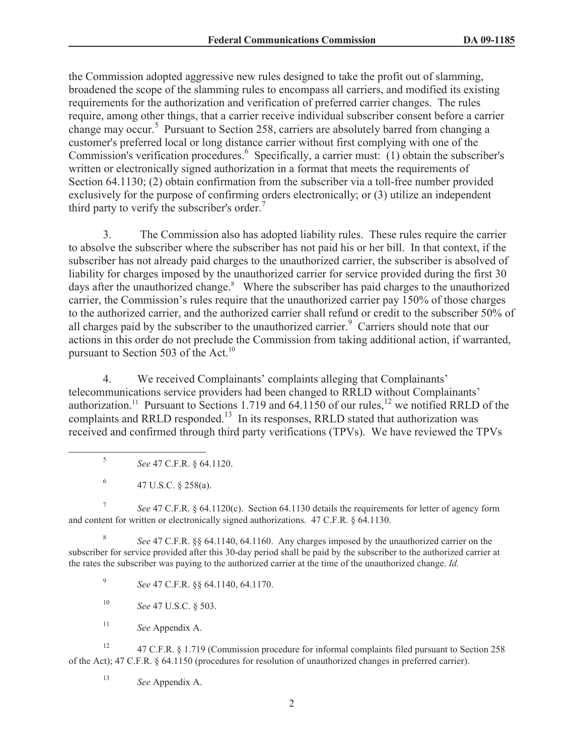the Commission adopted aggressive new rules designed to take the profit out of slamming, broadened the scope of the slamming rules to encompass all carriers, and modified its existing requirements for the authorization and verification of preferred carrier changes. The rules require, among other things, that a carrier receive individual subscriber consent before a carrier change may occur.[5] Pursuant to Section 258, carriers are absolutely barred from changing a customer's preferred local or long distance carrier without first complying with one of the Commission's verification procedures.[6] Specifically, a carrier must: (1) obtain the subscriber's written or electronically signed authorization in a format that meets the requirements of Section 64.1130; (2) obtain confirmation from the subscriber via a toll-free number provided exclusively for the purpose of confirming orders electronically; or (3) utilize an independent third party to verify the subscriber's order.[7]

3. The Commission also has adopted liability rules. These rules require the carrier to absolve the subscriber where the subscriber has not paid his or her bill. In that context, if the subscriber has not already paid charges to the unauthorized carrier, the subscriber is absolved of liability for charges imposed by the unauthorized carrier for service provided during the first 30 days after the unauthorized change.[8] Where the subscriber has paid charges to the unauthorized carrier, the Commission's rules require that the unauthorized carrier pay 150% of those charges to the authorized carrier, and the authorized carrier shall refund or credit to the subscriber 50% of all charges paid by the subscriber to the unauthorized carrier.[9] Carriers should note that our actions in this order do not preclude the Commission from taking additional action, if warranted, pursuant to Section 503 of the Act.[10]

4. We received Complainants' complaints alleging that Complainants' telecommunications service providers had been changed to RRLD without Complainants' authorization.[11] Pursuant to Sections 1.719 and 64.1150 of our rules,[12] we notified RRLD of the complaints and RRLD responded.[13] In its responses, RRLD stated that authorization was received and confirmed through third party verifications (TPVs). We have reviewed the TPVs

---

[5] *See* 47 C.F.R. § 64.1120.

[6] 47 U.S.C. § 258(a).

[7] *See* 47 C.F.R. § 64.1120(c). Section 64.1130 details the requirements for letter of agency form and content for written or electronically signed authorizations. 47 C.F.R. § 64.1130.

[8] *See* 47 C.F.R. §§ 64.1140, 64.1160. Any charges imposed by the unauthorized carrier on the subscriber for service provided after this 30-day period shall be paid by the subscriber to the authorized carrier at the rates the subscriber was paying to the authorized carrier at the time of the unauthorized change. *Id.*

[9] *See* 47 C.F.R. §§ 64.1140, 64.1170.

[10] *See* 47 U.S.C. § 503.

[11] *See* Appendix A.

[12] 47 C.F.R. § 1.719 (Commission procedure for informal complaints filed pursuant to Section 258 of the Act); 47 C.F.R. § 64.1150 (procedures for resolution of unauthorized changes in preferred carrier).

[13] *See* Appendix A.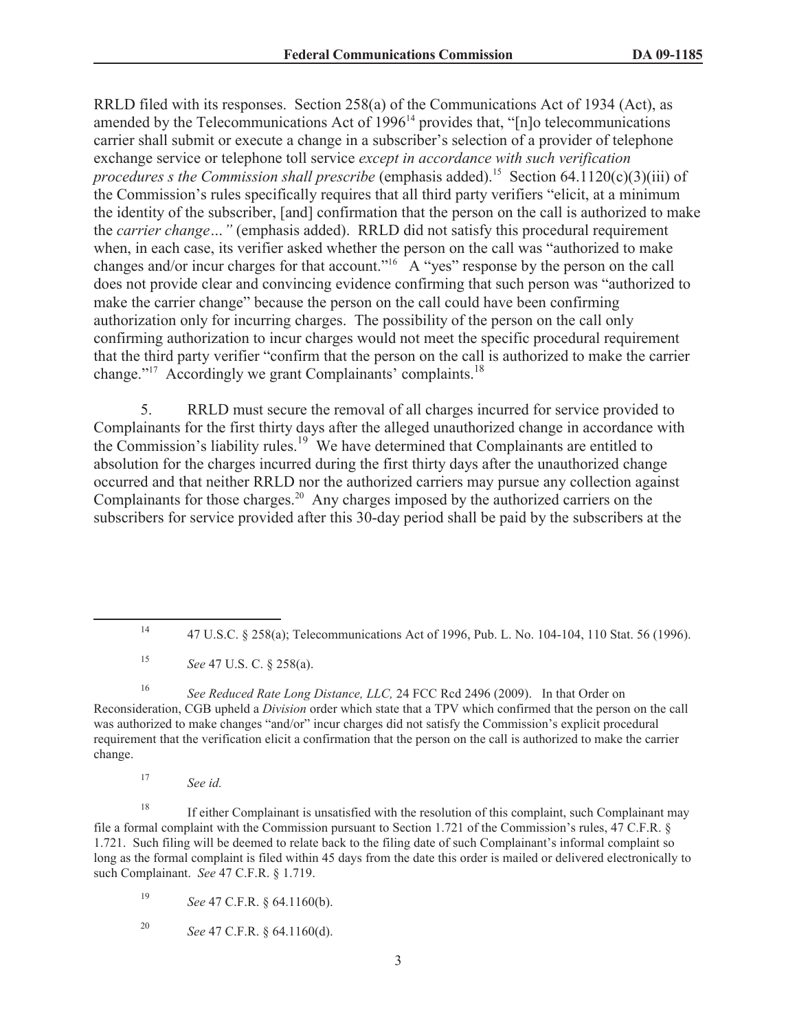RRLD filed with its responses. Section 258(a) of the Communications Act of 1934 (Act), as amended by the Telecommunications Act of 1996[14] provides that, "[n]o telecommunications carrier shall submit or execute a change in a subscriber's selection of a provider of telephone exchange service or telephone toll service *except in accordance with such verification procedures s the Commission shall prescribe* (emphasis added).[15] Section 64.1120(c)(3)(iii) of the Commission's rules specifically requires that all third party verifiers "elicit, at a minimum the identity of the subscriber, [and] confirmation that the person on the call is authorized to make the *carrier change…"* (emphasis added). RRLD did not satisfy this procedural requirement when, in each case, its verifier asked whether the person on the call was "authorized to make changes and/or incur charges for that account."[16] A "yes" response by the person on the call does not provide clear and convincing evidence confirming that such person was "authorized to make the carrier change" because the person on the call could have been confirming authorization only for incurring charges. The possibility of the person on the call only confirming authorization to incur charges would not meet the specific procedural requirement that the third party verifier "confirm that the person on the call is authorized to make the carrier change."[17] Accordingly we grant Complainants' complaints.[18]

5. RRLD must secure the removal of all charges incurred for service provided to Complainants for the first thirty days after the alleged unauthorized change in accordance with the Commission's liability rules.[19] We have determined that Complainants are entitled to absolution for the charges incurred during the first thirty days after the unauthorized change occurred and that neither RRLD nor the authorized carriers may pursue any collection against Complainants for those charges.[20] Any charges imposed by the authorized carriers on the subscribers for service provided after this 30-day period shall be paid by the subscribers at the

---

[14] 47 U.S.C. § 258(a); Telecommunications Act of 1996, Pub. L. No. 104-104, 110 Stat. 56 (1996).

[15] *See* 47 U.S. C. § 258(a).

[16] *See Reduced Rate Long Distance, LLC,* 24 FCC Rcd 2496 (2009). In that Order on Reconsideration, CGB upheld a *Division* order which state that a TPV which confirmed that the person on the call was authorized to make changes "and/or" incur charges did not satisfy the Commission's explicit procedural requirement that the verification elicit a confirmation that the person on the call is authorized to make the carrier change.

[17] *See id.*

[18] If either Complainant is unsatisfied with the resolution of this complaint, such Complainant may file a formal complaint with the Commission pursuant to Section 1.721 of the Commission's rules, 47 C.F.R. § 1.721. Such filing will be deemed to relate back to the filing date of such Complainant's informal complaint so long as the formal complaint is filed within 45 days from the date this order is mailed or delivered electronically to such Complainant. *See* 47 C.F.R. § 1.719.

[19] *See* 47 C.F.R. § 64.1160(b).

[20] *See* 47 C.F.R. § 64.1160(d).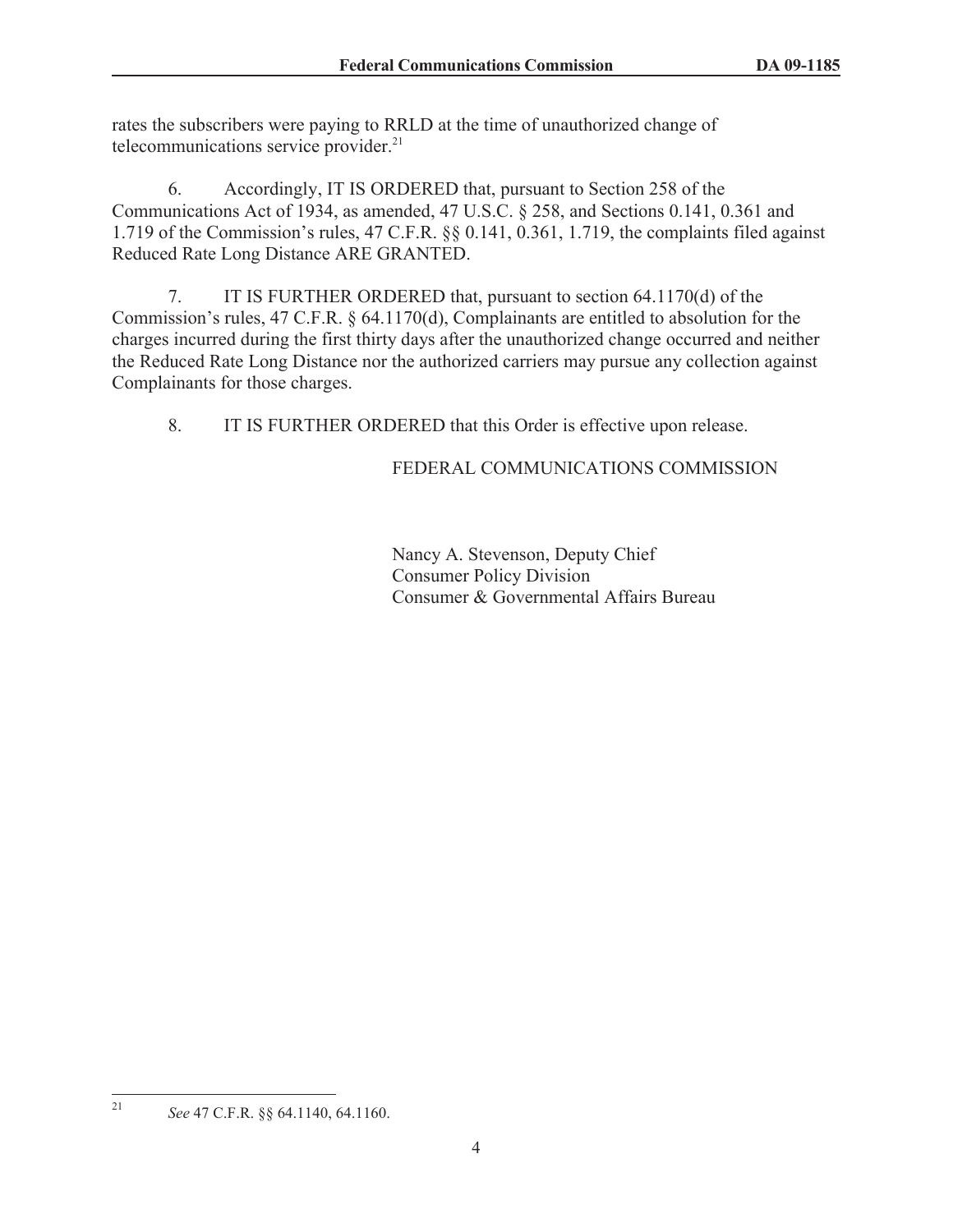rates the subscribers were paying to RRLD at the time of unauthorized change of telecommunications service provider.[21]

6. Accordingly, IT IS ORDERED that, pursuant to Section 258 of the Communications Act of 1934, as amended, 47 U.S.C. § 258, and Sections 0.141, 0.361 and 1.719 of the Commission's rules, 47 C.F.R. §§ 0.141, 0.361, 1.719, the complaints filed against Reduced Rate Long Distance ARE GRANTED.

7. IT IS FURTHER ORDERED that, pursuant to section 64.1170(d) of the Commission's rules, 47 C.F.R. § 64.1170(d), Complainants are entitled to absolution for the charges incurred during the first thirty days after the unauthorized change occurred and neither the Reduced Rate Long Distance nor the authorized carriers may pursue any collection against Complainants for those charges.

8. IT IS FURTHER ORDERED that this Order is effective upon release.

FEDERAL COMMUNICATIONS COMMISSION

Nancy A. Stevenson, Deputy Chief
Consumer Policy Division
Consumer & Governmental Affairs Bureau

---

[21] *See* 47 C.F.R. §§ 64.1140, 64.1160.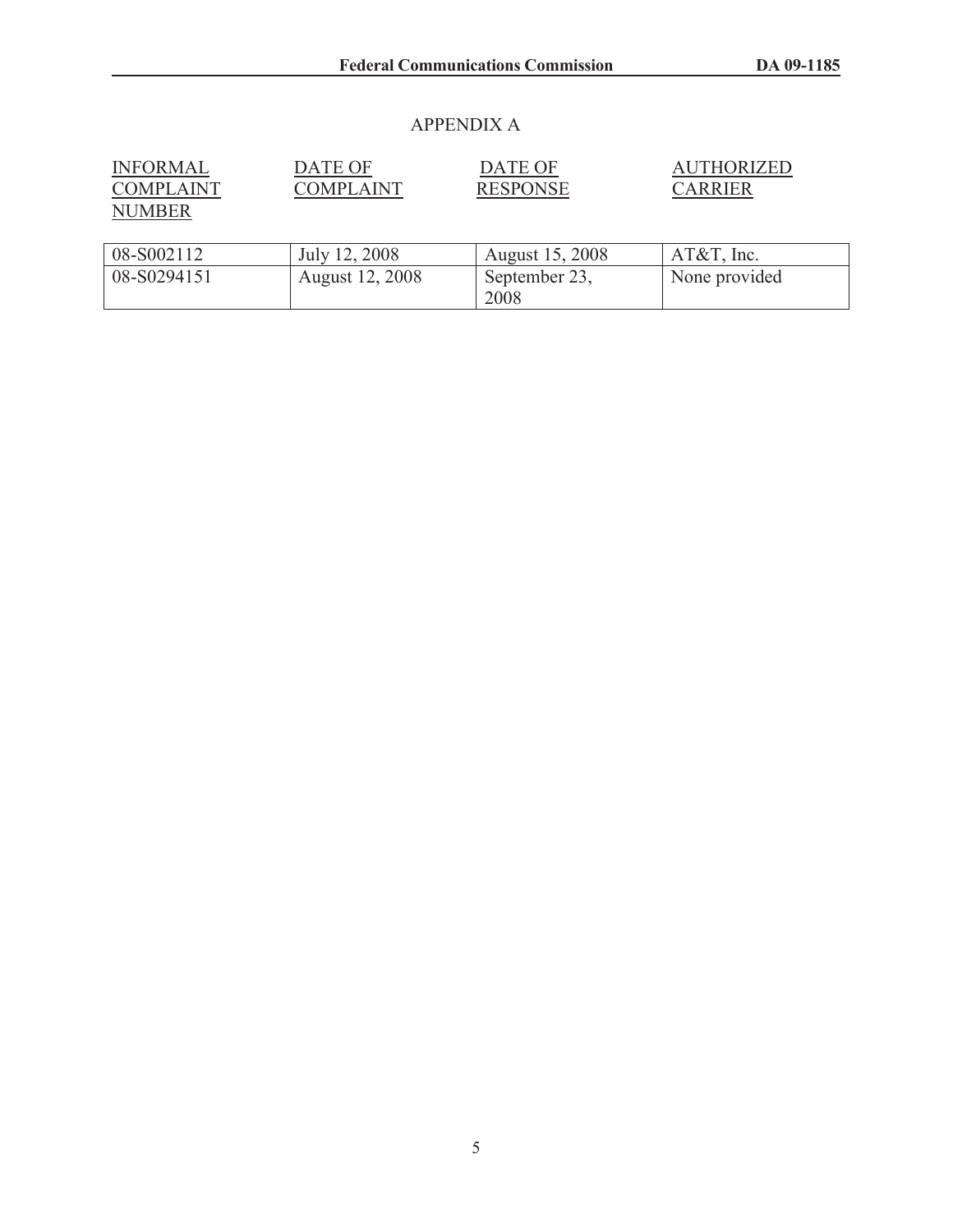## APPENDIX A

| INFORMAL COMPLAINT NUMBER | DATE OF COMPLAINT | DATE OF RESPONSE | AUTHORIZED CARRIER |
|---|---|---|---|
| 08-S002112 | July 12, 2008 | August 15, 2008 | AT&T, Inc. |
| 08-S0294151 | August 12, 2008 | September 23, 2008 | None provided |